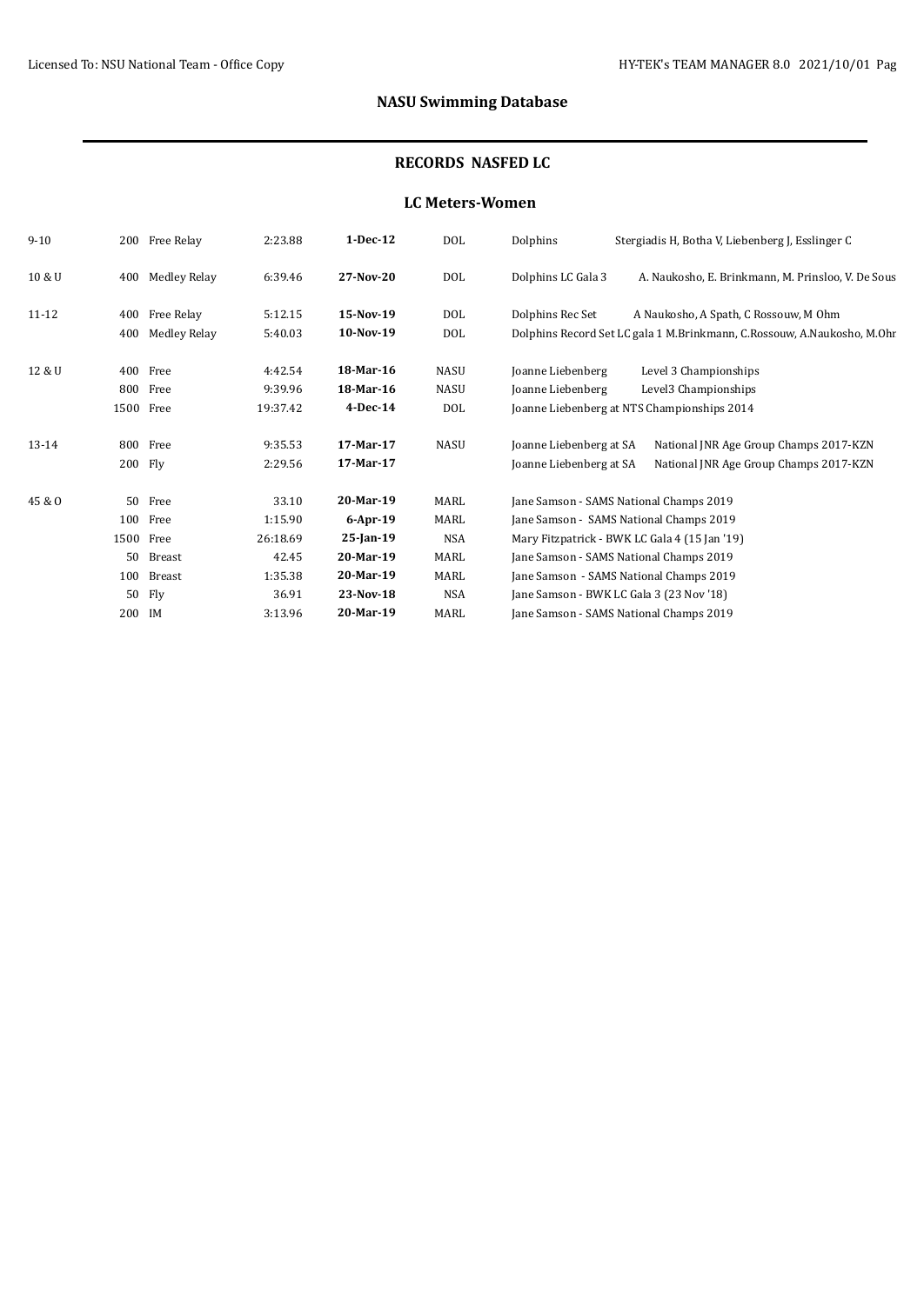## NASU Swimming Database

### RECORDS NASFED LC

#### LC Meters-Women

| Age Group | Distance | Event | Time | Date | Club | Details | |
|---|---|---|---|---|---|---|---|
| 9-10 | 200 | Free Relay | 2:23.88 | **1-Dec-12** | DOL | Dolphins | Stergiadis H, Botha V, Liebenberg J, Esslinger C |
| 10 & U | 400 | Medley Relay | 6:39.46 | **27-Nov-20** | DOL | Dolphins LC Gala 3 | A. Naukosho, E. Brinkmann, M. Prinsloo, V. De Sous |
| 11-12 | 400 | Free Relay | 5:12.15 | **15-Nov-19** | DOL | Dolphins Rec Set | A Naukosho, A Spath, C Rossouw, M Ohm |
| | 400 | Medley Relay | 5:40.03 | **10-Nov-19** | DOL | Dolphins Record Set LC gala 1 M.Brinkmann, C.Rossouw, A.Naukosho, M.Ohr | |
| 12 & U | 400 | Free | 4:42.54 | **18-Mar-16** | NASU | Joanne Liebenberg | Level 3 Championships |
| | 800 | Free | 9:39.96 | **18-Mar-16** | NASU | Joanne Liebenberg | Level3 Championships |
| | 1500 | Free | 19:37.42 | **4-Dec-14** | DOL | Joanne Liebenberg at NTS Championships 2014 | |
| 13-14 | 800 | Free | 9:35.53 | **17-Mar-17** | NASU | Joanne Liebenberg at SA | National JNR Age Group Champs 2017-KZN |
| | 200 | Fly | 2:29.56 | **17-Mar-17** | | Joanne Liebenberg at SA | National JNR Age Group Champs 2017-KZN |
| 45 & O | 50 | Free | 33.10 | **20-Mar-19** | MARL | Jane Samson - SAMS National Champs 2019 | |
| | 100 | Free | 1:15.90 | **6-Apr-19** | MARL | Jane Samson - SAMS National Champs 2019 | |
| | 1500 | Free | 26:18.69 | **25-Jan-19** | NSA | Mary Fitzpatrick - BWK LC Gala 4 (15 Jan '19) | |
| | 50 | Breast | 42.45 | **20-Mar-19** | MARL | Jane Samson - SAMS National Champs 2019 | |
| | 100 | Breast | 1:35.38 | **20-Mar-19** | MARL | Jane Samson - SAMS National Champs 2019 | |
| | 50 | Fly | 36.91 | **23-Nov-18** | NSA | Jane Samson - BWK LC Gala 3 (23 Nov '18) | |
| | 200 | IM | 3:13.96 | **20-Mar-19** | MARL | Jane Samson - SAMS National Champs 2019 | |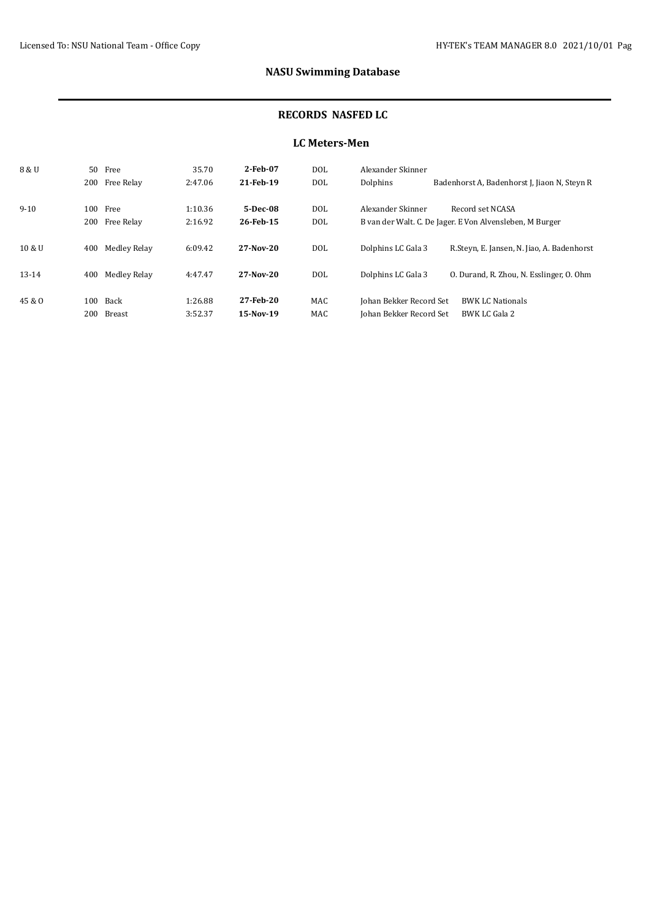## NASU Swimming Database

### RECORDS NASFED LC

### LC Meters-Men

| Age Group | Distance | Event | Time | Date | Club | Name | Notes |
|---|---|---|---|---|---|---|---|
| 8 & U | 50 | Free | 35.70 | **2-Feb-07** | DOL | Alexander Skinner | |
| | 200 | Free Relay | 2:47.06 | **21-Feb-19** | DOL | Dolphins | Badenhorst A, Badenhorst J, Jiaon N, Steyn R |
| 9-10 | 100 | Free | 1:10.36 | **5-Dec-08** | DOL | Alexander Skinner | Record set NCASA |
| | 200 | Free Relay | 2:16.92 | **26-Feb-15** | DOL | B van der Walt. C. De Jager. E Von Alvensleben, M Burger | |
| 10 & U | 400 | Medley Relay | 6:09.42 | **27-Nov-20** | DOL | Dolphins LC Gala 3 | R.Steyn, E. Jansen, N. Jiao, A. Badenhorst |
| 13-14 | 400 | Medley Relay | 4:47.47 | **27-Nov-20** | DOL | Dolphins LC Gala 3 | O. Durand, R. Zhou, N. Esslinger, O. Ohm |
| 45 & O | 100 | Back | 1:26.88 | **27-Feb-20** | MAC | Johan Bekker Record Set | BWK LC Nationals |
| | 200 | Breast | 3:52.37 | **15-Nov-19** | MAC | Johan Bekker Record Set | BWK LC Gala 2 |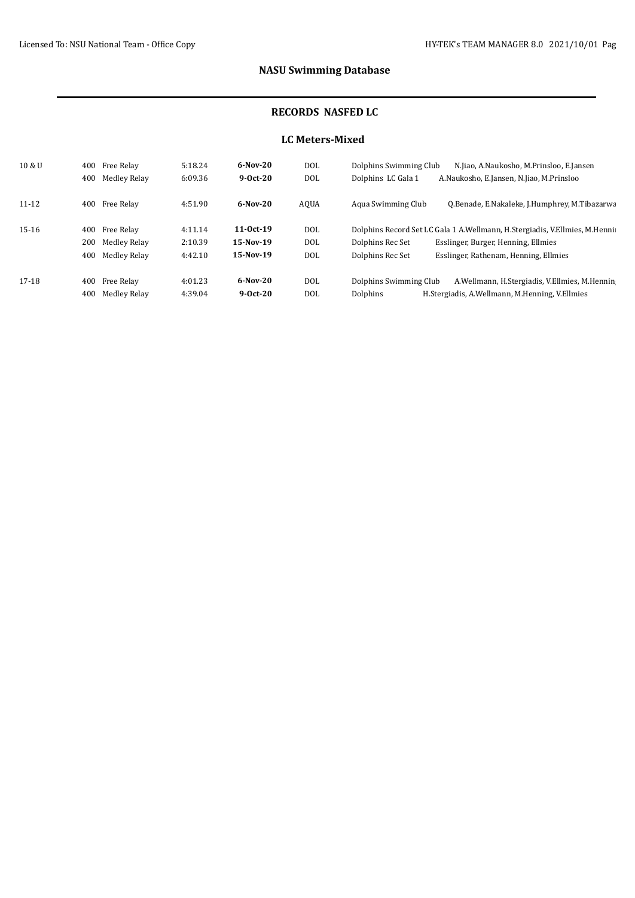## NASU Swimming Database

### RECORDS NASFED LC

### LC Meters-Mixed

| | | | | | | | |
|---|---|---|---|---|---|---|---|
| 10 & U | 400 | Free Relay | 5:18.24 | **6-Nov-20** | DOL | Dolphins Swimming Club | N.Jiao, A.Naukosho, M.Prinsloo, E.Jansen |
| | 400 | Medley Relay | 6:09.36 | **9-Oct-20** | DOL | Dolphins LC Gala 1 | A.Naukosho, E.Jansen, N.Jiao, M.Prinsloo |
| 11-12 | 400 | Free Relay | 4:51.90 | **6-Nov-20** | AQUA | Aqua Swimming Club | Q.Benade, E.Nakaleke, J.Humphrey, M.Tibazarwa |
| 15-16 | 400 | Free Relay | 4:11.14 | **11-Oct-19** | DOL | Dolphins Record Set LC Gala 1 | A.Wellmann, H.Stergiadis, V.Ellmies, M.Hennin |
| | 200 | Medley Relay | 2:10.39 | **15-Nov-19** | DOL | Dolphins Rec Set | Esslinger, Burger, Henning, Ellmies |
| | 400 | Medley Relay | 4:42.10 | **15-Nov-19** | DOL | Dolphins Rec Set | Esslinger, Rathenam, Henning, Ellmies |
| 17-18 | 400 | Free Relay | 4:01.23 | **6-Nov-20** | DOL | Dolphins Swimming Club | A.Wellmann, H.Stergiadis, V.Ellmies, M.Hennin |
| | 400 | Medley Relay | 4:39.04 | **9-Oct-20** | DOL | Dolphins | H.Stergiadis, A.Wellmann, M.Henning, V.Ellmies |